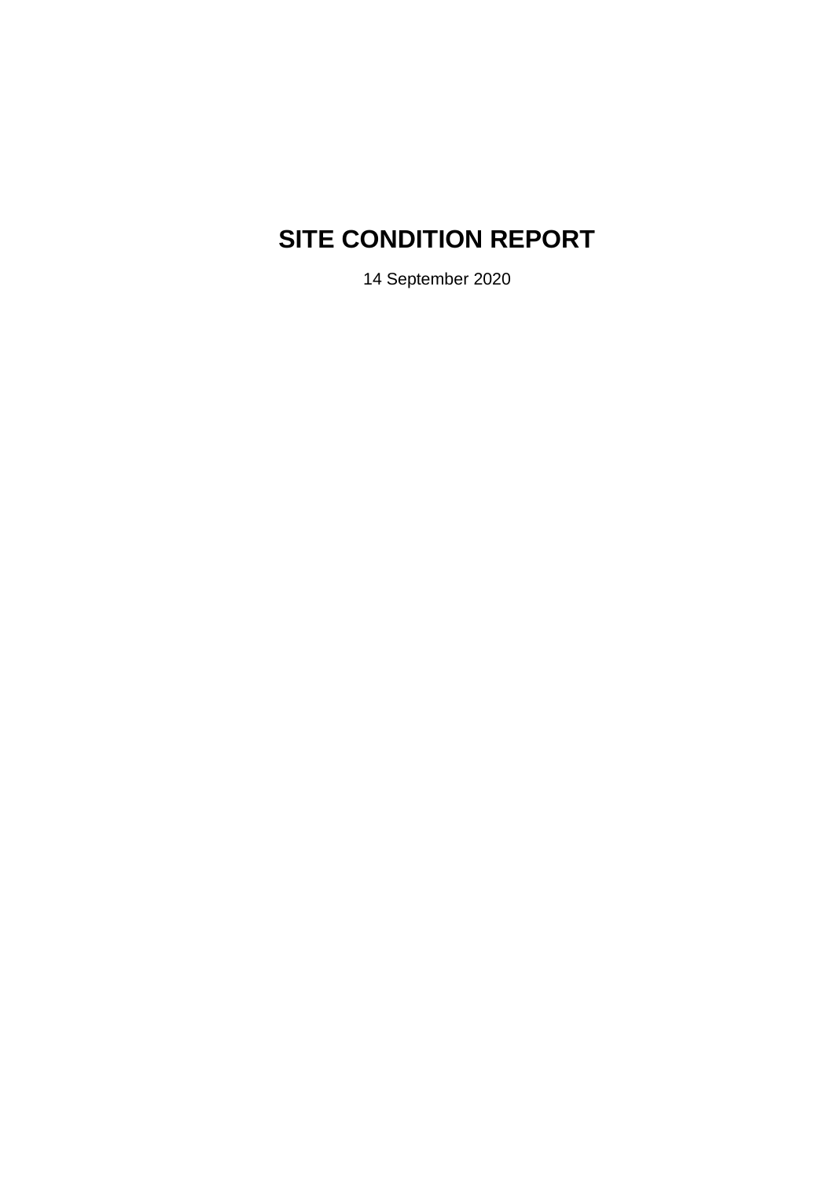# SITE CONDITION REPORT

14 September 2020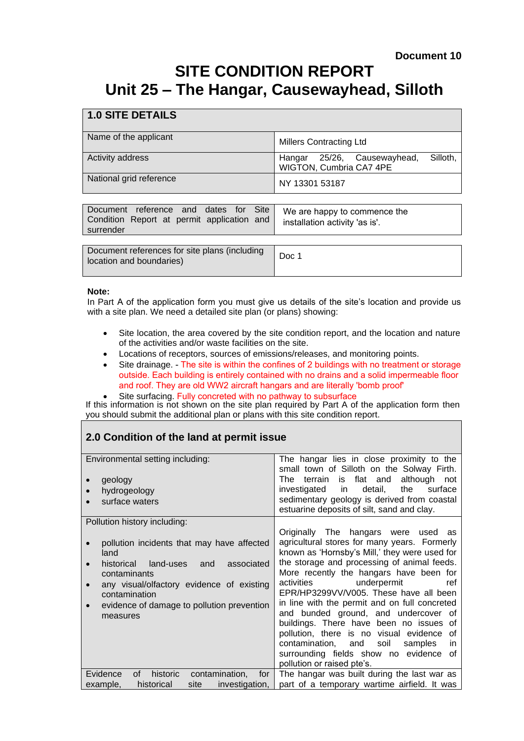**Document 10**

# SITE CONDITION REPORT
# Unit 25 – The Hangar, Causewayhead, Silloth

| **1.0 SITE DETAILS** | |
|---|---|
| Name of the applicant | Millers Contracting Ltd |
| Activity address | Hangar 25/26, Causewayhead, Silloth, WIGTON, Cumbria CA7 4PE |
| National grid reference | NY 13301 53187 |

| | |
|---|---|
| Document reference and dates for Site Condition Report at permit application and surrender | We are happy to commence the installation activity 'as is'. |

| | |
|---|---|
| Document references for site plans (including location and boundaries) | Doc 1 |

**Note:**
In Part A of the application form you must give us details of the site's location and provide us with a site plan. We need a detailed site plan (or plans) showing:

- Site location, the area covered by the site condition report, and the location and nature of the activities and/or waste facilities on the site.
- Locations of receptors, sources of emissions/releases, and monitoring points.
- Site drainage. - The site is within the confines of 2 buildings with no treatment or storage outside. Each building is entirely contained with no drains and a solid impermeable floor and roof. They are old WW2 aircraft hangars and are literally 'bomb proof'
- Site surfacing. Fully concreted with no pathway to subsurface

If this information is not shown on the site plan required by Part A of the application form then you should submit the additional plan or plans with this site condition report.

| **2.0 Condition of the land at permit issue** | |
|---|---|
| Environmental setting including:<br>• geology<br>• hydrogeology<br>• surface waters | The hangar lies in close proximity to the small town of Silloth on the Solway Firth. The terrain is flat and although not investigated in detail, the surface sedimentary geology is derived from coastal estuarine deposits of silt, sand and clay. |
| Pollution history including:<br>• pollution incidents that may have affected land<br>• historical land-uses and associated contaminants<br>• any visual/olfactory evidence of existing contamination<br>• evidence of damage to pollution prevention measures | Originally The hangars were used as agricultural stores for many years. Formerly known as 'Hornsby's Mill,' they were used for the storage and processing of animal feeds. More recently the hangars have been for activities underpermit ref EPR/HP3299VV/V005. These have all been in line with the permit and on full concreted and bunded ground, and undercover of buildings. There have been no issues of pollution, there is no visual evidence of contamination, and soil samples in surrounding fields show no evidence of pollution or raised pte's. |
| Evidence of historic contamination, for example, historical site investigation, | The hangar was built during the last war as part of a temporary wartime airfield. It was |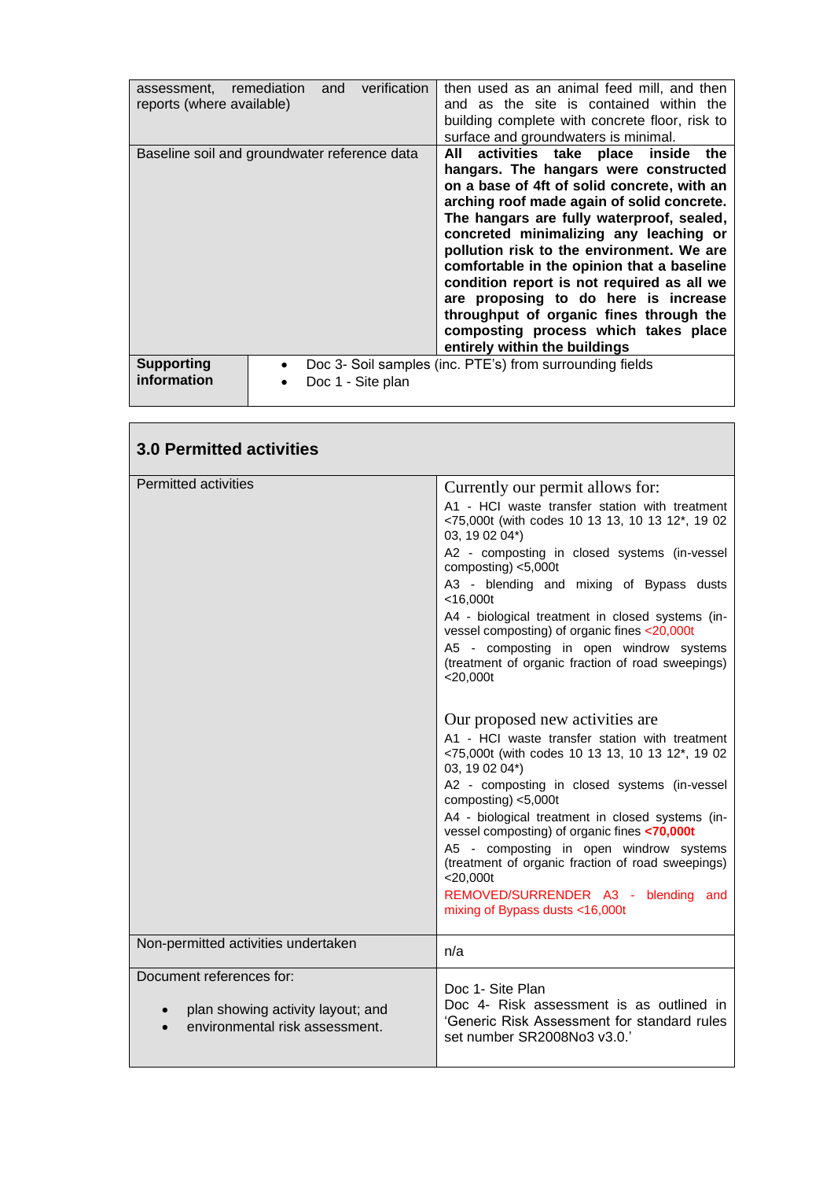| | |
|---|---|
| assessment, remediation and verification reports (where available) | then used as an animal feed mill, and then and as the site is contained within the building complete with concrete floor, risk to surface and groundwaters is minimal. |
| Baseline soil and groundwater reference data | **All activities take place inside the hangars. The hangars were constructed on a base of 4ft of solid concrete, with an arching roof made again of solid concrete. The hangars are fully waterproof, sealed, concreted minimalizing any leaching or pollution risk to the environment. We are comfortable in the opinion that a baseline condition report is not required as all we are proposing to do here is increase throughput of organic fines through the composting process which takes place entirely within the buildings** |
| **Supporting information** | • Doc 3- Soil samples (inc. PTE's) from surrounding fields<br>• Doc 1 - Site plan |

## 3.0 Permitted activities

| | |
|---|---|
| Permitted activities | Currently our permit allows for:<br>A1 - HCI waste transfer station with treatment <75,000t (with codes 10 13 13, 10 13 12*, 19 02 03, 19 02 04*)<br>A2 - composting in closed systems (in-vessel composting) <5,000t<br>A3 - blending and mixing of Bypass dusts <16,000t<br>A4 - biological treatment in closed systems (in-vessel composting) of organic fines <20,000t<br>A5 - composting in open windrow systems (treatment of organic fraction of road sweepings) <20,000t<br><br>Our proposed new activities are<br>A1 - HCI waste transfer station with treatment <75,000t (with codes 10 13 13, 10 13 12*, 19 02 03, 19 02 04*)<br>A2 - composting in closed systems (in-vessel composting) <5,000t<br>A4 - biological treatment in closed systems (in-vessel composting) of organic fines **<70,000t**<br>A5 - composting in open windrow systems (treatment of organic fraction of road sweepings) <20,000t<br>REMOVED/SURRENDER A3 - blending and mixing of Bypass dusts <16,000t |
| Non-permitted activities undertaken | n/a |
| Document references for:<br>• plan showing activity layout; and<br>• environmental risk assessment. | Doc 1- Site Plan<br>Doc 4- Risk assessment is as outlined in 'Generic Risk Assessment for standard rules set number SR2008No3 v3.0.' |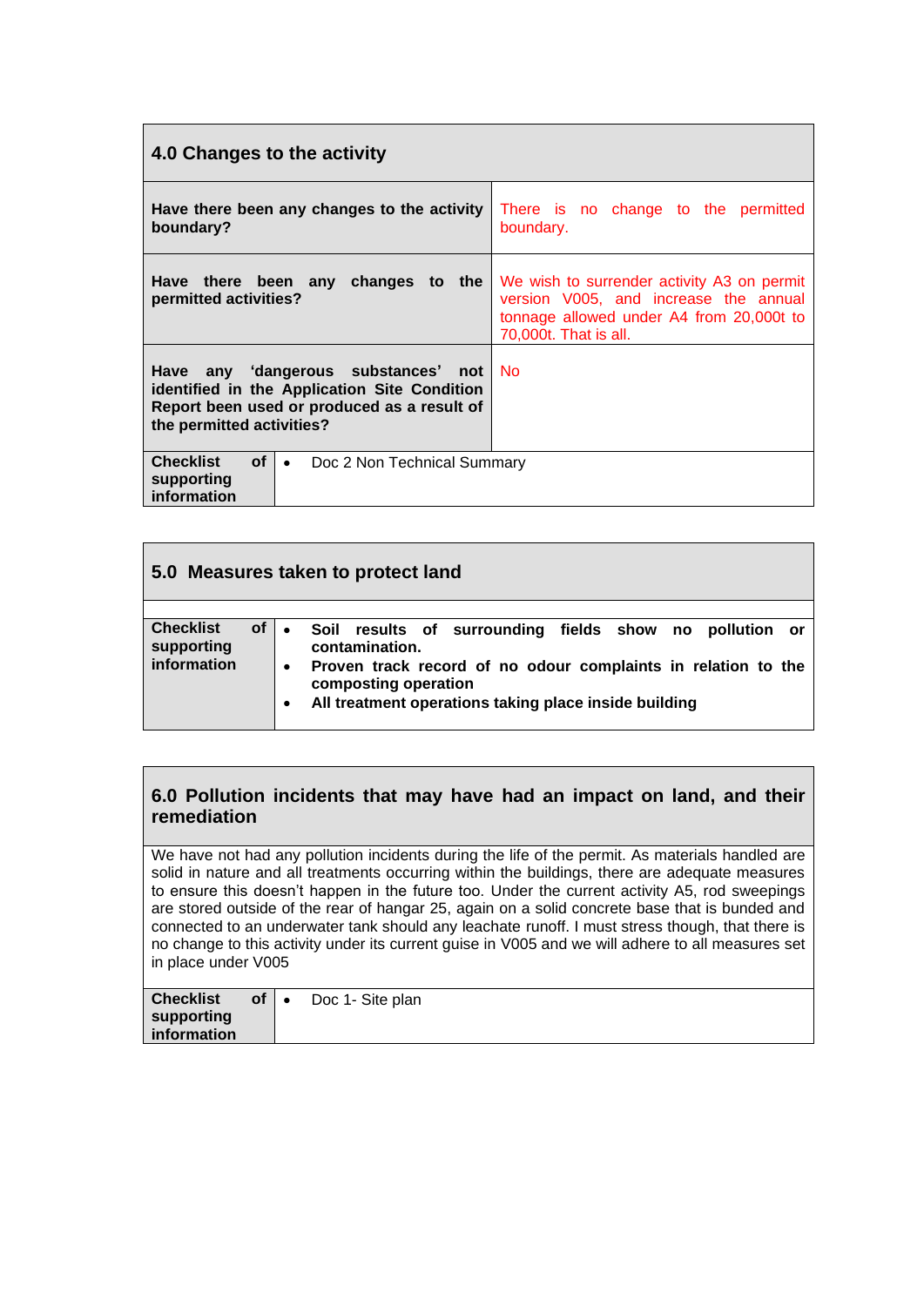| 4.0 Changes to the activity | |
|---|---|
| **Have there been any changes to the activity boundary?** | There is no change to the permitted boundary. |
| **Have there been any changes to the permitted activities?** | We wish to surrender activity A3 on permit version V005, and increase the annual tonnage allowed under A4 from 20,000t to 70,000t. That is all. |
| **Have any 'dangerous substances' not identified in the Application Site Condition Report been used or produced as a result of the permitted activities?** | No |
| **Checklist of supporting information** | • Doc 2 Non Technical Summary |

| 5.0 Measures taken to protect land | |
|---|---|
| **Checklist of supporting information** | • **Soil results of surrounding fields show no pollution or contamination.**<br>• **Proven track record of no odour complaints in relation to the composting operation**<br>• **All treatment operations taking place inside building** |

| 6.0 Pollution incidents that may have had an impact on land, and their remediation | |
|---|---|
| We have not had any pollution incidents during the life of the permit. As materials handled are solid in nature and all treatments occurring within the buildings, there are adequate measures to ensure this doesn't happen in the future too. Under the current activity A5, rod sweepings are stored outside of the rear of hangar 25, again on a solid concrete base that is bunded and connected to an underwater tank should any leachate runoff. I must stress though, that there is no change to this activity under its current guise in V005 and we will adhere to all measures set in place under V005 | |
| **Checklist of supporting information** | • Doc 1- Site plan |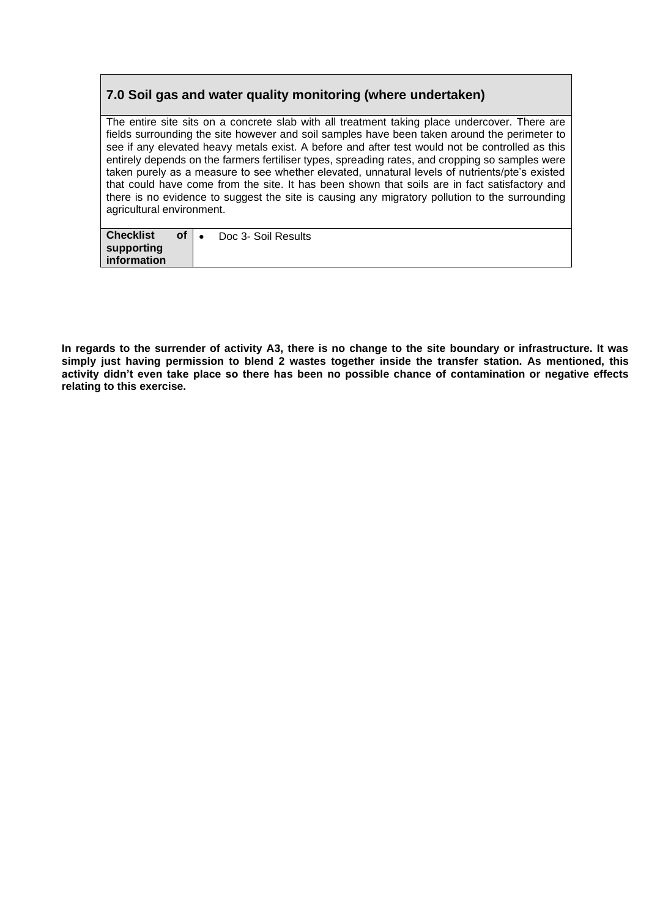## 7.0 Soil gas and water quality monitoring (where undertaken)

The entire site sits on a concrete slab with all treatment taking place undercover. There are fields surrounding the site however and soil samples have been taken around the perimeter to see if any elevated heavy metals exist. A before and after test would not be controlled as this entirely depends on the farmers fertiliser types, spreading rates, and cropping so samples were taken purely as a measure to see whether elevated, unnatural levels of nutrients/pte's existed that could have come from the site. It has been shown that soils are in fact satisfactory and there is no evidence to suggest the site is causing any migratory pollution to the surrounding agricultural environment.

| | |
|---|---|
| **Checklist of supporting information** | • Doc 3- Soil Results |

**In regards to the surrender of activity A3, there is no change to the site boundary or infrastructure. It was simply just having permission to blend 2 wastes together inside the transfer station. As mentioned, this activity didn't even take place so there has been no possible chance of contamination or negative effects relating to this exercise.**